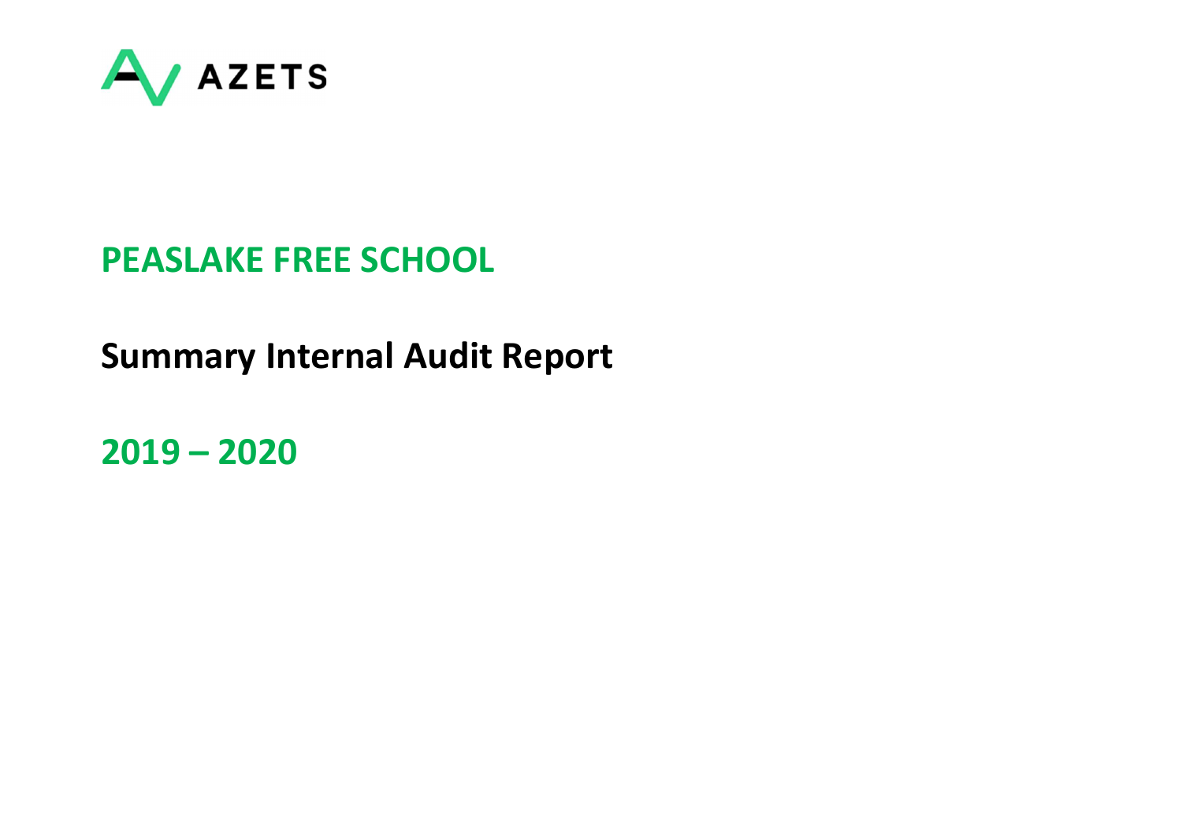AZETS

# PEASLAKE FREE SCHOOL

## Summary Internal Audit Report

## 2019 – 2020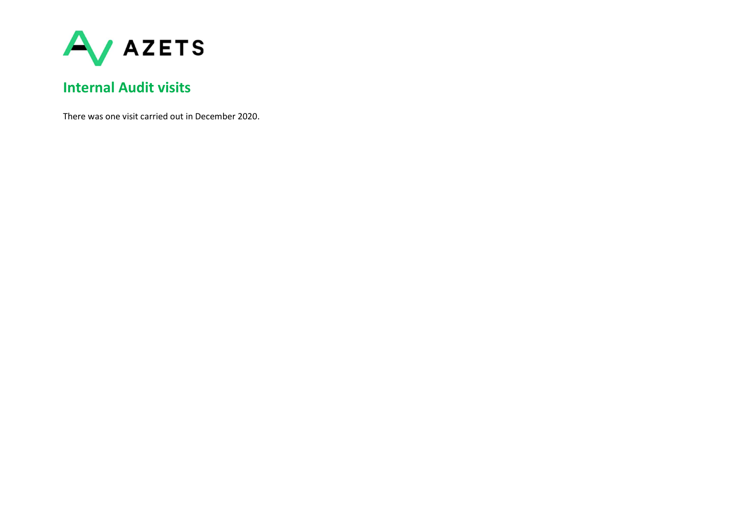AZETS

## Internal Audit visits

There was one visit carried out in December 2020.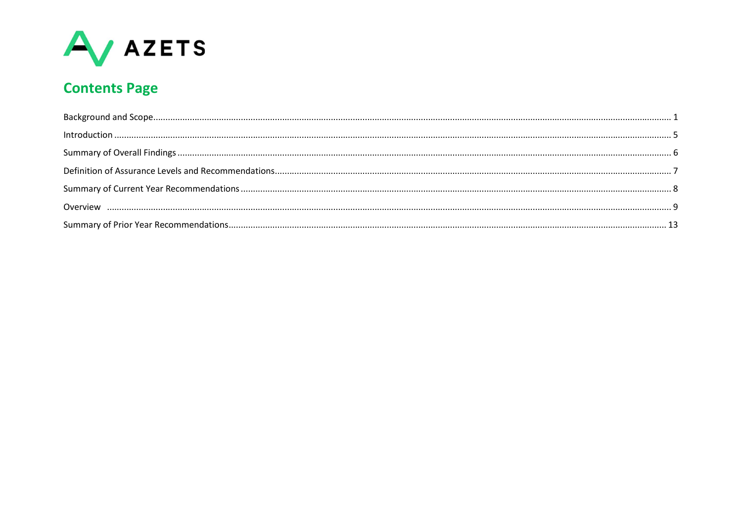AZETS

# Contents Page

Background and Scope ........................................................................................................ 1

Introduction ........................................................................................................ 5

Summary of Overall Findings ........................................................................................................ 6

Definition of Assurance Levels and Recommendations ........................................................................................................ 7

Summary of Current Year Recommendations ........................................................................................................ 8

Overview ........................................................................................................ 9

Summary of Prior Year Recommendations ........................................................................................................ 13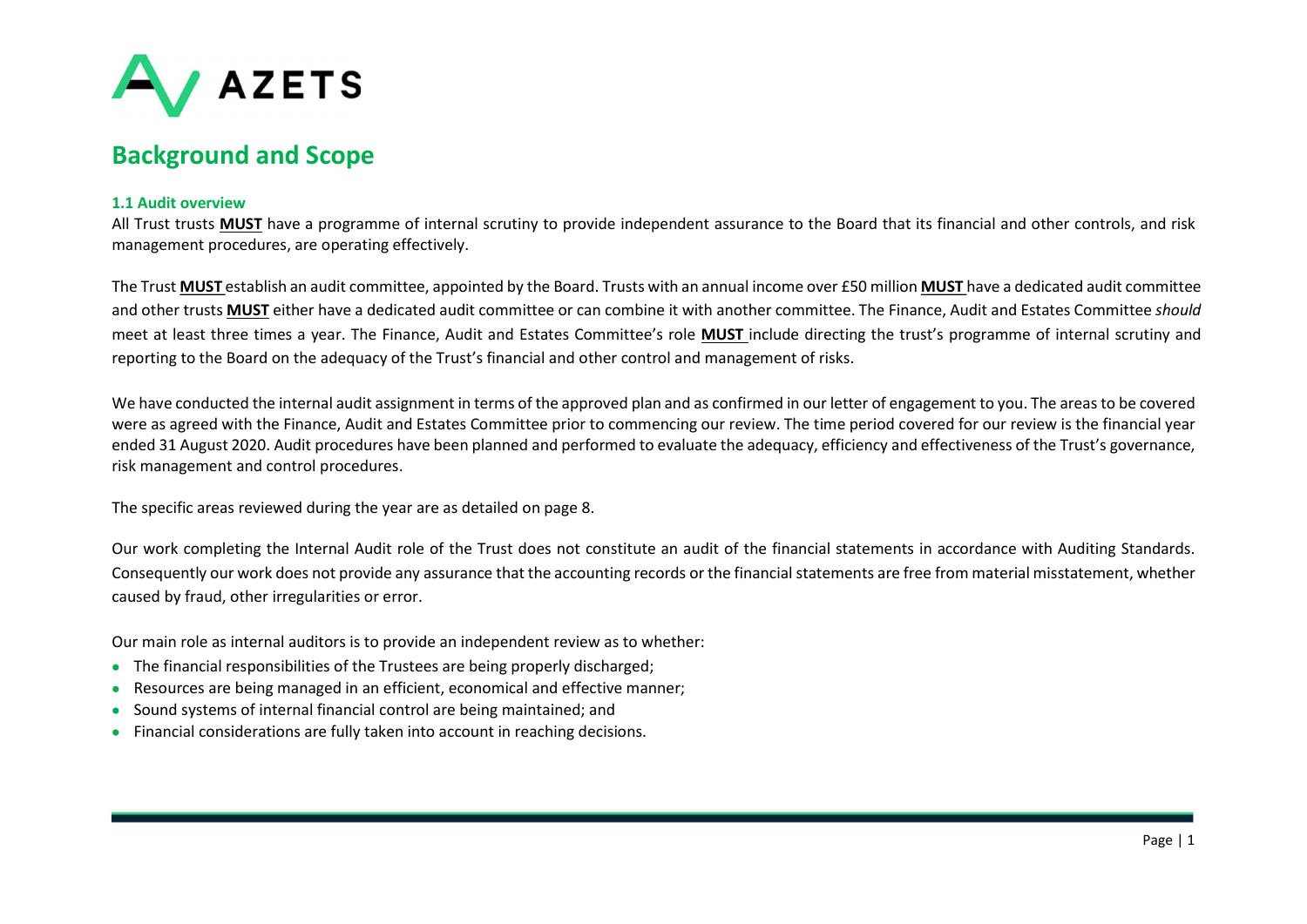# Background and Scope

### 1.1 Audit overview

All Trust trusts **MUST** have a programme of internal scrutiny to provide independent assurance to the Board that its financial and other controls, and risk management procedures, are operating effectively.

The Trust **MUST** establish an audit committee, appointed by the Board. Trusts with an annual income over £50 million **MUST** have a dedicated audit committee and other trusts **MUST** either have a dedicated audit committee or can combine it with another committee. The Finance, Audit and Estates Committee *should* meet at least three times a year. The Finance, Audit and Estates Committee's role **MUST** include directing the trust's programme of internal scrutiny and reporting to the Board on the adequacy of the Trust's financial and other control and management of risks.

We have conducted the internal audit assignment in terms of the approved plan and as confirmed in our letter of engagement to you. The areas to be covered were as agreed with the Finance, Audit and Estates Committee prior to commencing our review. The time period covered for our review is the financial year ended 31 August 2020. Audit procedures have been planned and performed to evaluate the adequacy, efficiency and effectiveness of the Trust's governance, risk management and control procedures.

The specific areas reviewed during the year are as detailed on page 8.

Our work completing the Internal Audit role of the Trust does not constitute an audit of the financial statements in accordance with Auditing Standards. Consequently our work does not provide any assurance that the accounting records or the financial statements are free from material misstatement, whether caused by fraud, other irregularities or error.

Our main role as internal auditors is to provide an independent review as to whether:

- The financial responsibilities of the Trustees are being properly discharged;
- Resources are being managed in an efficient, economical and effective manner;
- Sound systems of internal financial control are being maintained; and
- Financial considerations are fully taken into account in reaching decisions.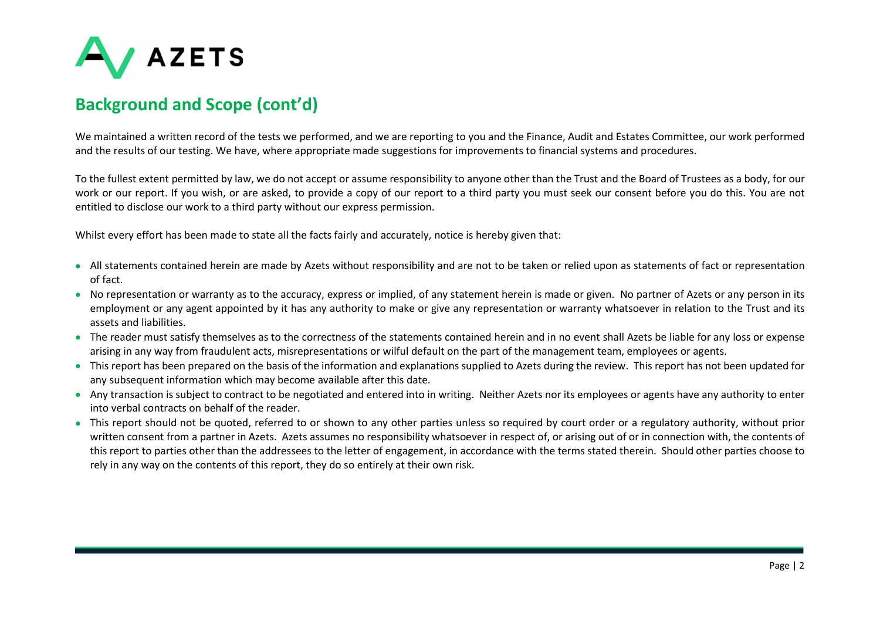## Background and Scope (cont'd)

We maintained a written record of the tests we performed, and we are reporting to you and the Finance, Audit and Estates Committee, our work performed and the results of our testing. We have, where appropriate made suggestions for improvements to financial systems and procedures.

To the fullest extent permitted by law, we do not accept or assume responsibility to anyone other than the Trust and the Board of Trustees as a body, for our work or our report. If you wish, or are asked, to provide a copy of our report to a third party you must seek our consent before you do this. You are not entitled to disclose our work to a third party without our express permission.

Whilst every effort has been made to state all the facts fairly and accurately, notice is hereby given that:

- All statements contained herein are made by Azets without responsibility and are not to be taken or relied upon as statements of fact or representation of fact.
- No representation or warranty as to the accuracy, express or implied, of any statement herein is made or given. No partner of Azets or any person in its employment or any agent appointed by it has any authority to make or give any representation or warranty whatsoever in relation to the Trust and its assets and liabilities.
- The reader must satisfy themselves as to the correctness of the statements contained herein and in no event shall Azets be liable for any loss or expense arising in any way from fraudulent acts, misrepresentations or wilful default on the part of the management team, employees or agents.
- This report has been prepared on the basis of the information and explanations supplied to Azets during the review. This report has not been updated for any subsequent information which may become available after this date.
- Any transaction is subject to contract to be negotiated and entered into in writing. Neither Azets nor its employees or agents have any authority to enter into verbal contracts on behalf of the reader.
- This report should not be quoted, referred to or shown to any other parties unless so required by court order or a regulatory authority, without prior written consent from a partner in Azets. Azets assumes no responsibility whatsoever in respect of, or arising out of or in connection with, the contents of this report to parties other than the addressees to the letter of engagement, in accordance with the terms stated therein. Should other parties choose to rely in any way on the contents of this report, they do so entirely at their own risk.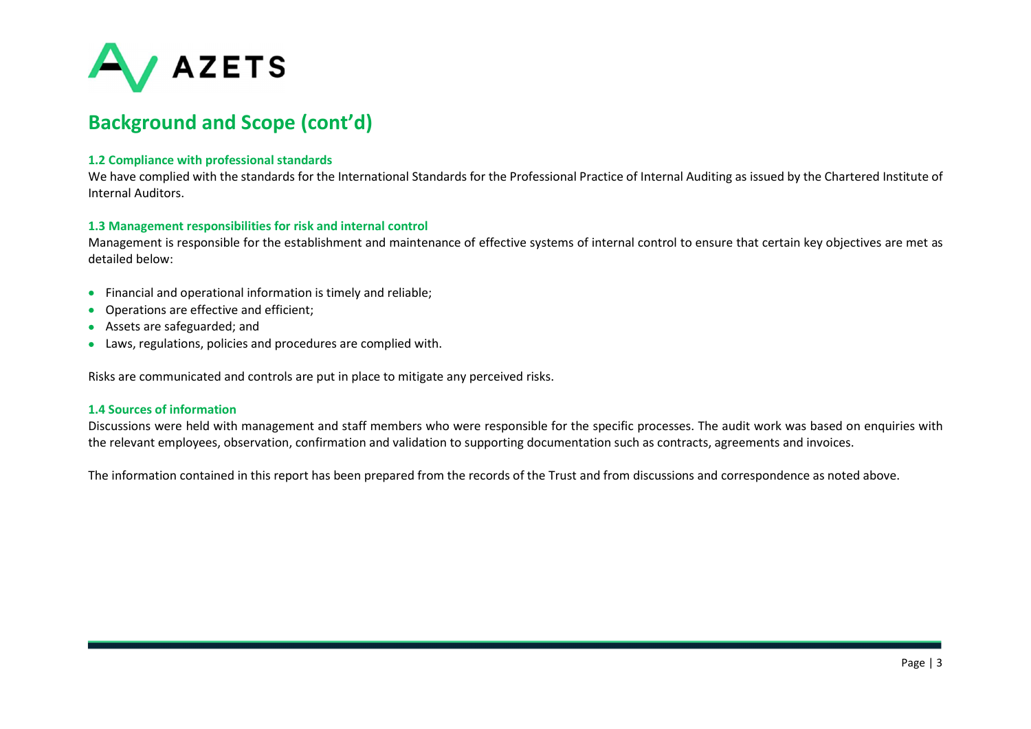## Background and Scope (cont'd)

### 1.2 Compliance with professional standards

We have complied with the standards for the International Standards for the Professional Practice of Internal Auditing as issued by the Chartered Institute of Internal Auditors.

### 1.3 Management responsibilities for risk and internal control

Management is responsible for the establishment and maintenance of effective systems of internal control to ensure that certain key objectives are met as detailed below:

- Financial and operational information is timely and reliable;
- Operations are effective and efficient;
- Assets are safeguarded; and
- Laws, regulations, policies and procedures are complied with.

Risks are communicated and controls are put in place to mitigate any perceived risks.

### 1.4 Sources of information

Discussions were held with management and staff members who were responsible for the specific processes. The audit work was based on enquiries with the relevant employees, observation, confirmation and validation to supporting documentation such as contracts, agreements and invoices.

The information contained in this report has been prepared from the records of the Trust and from discussions and correspondence as noted above.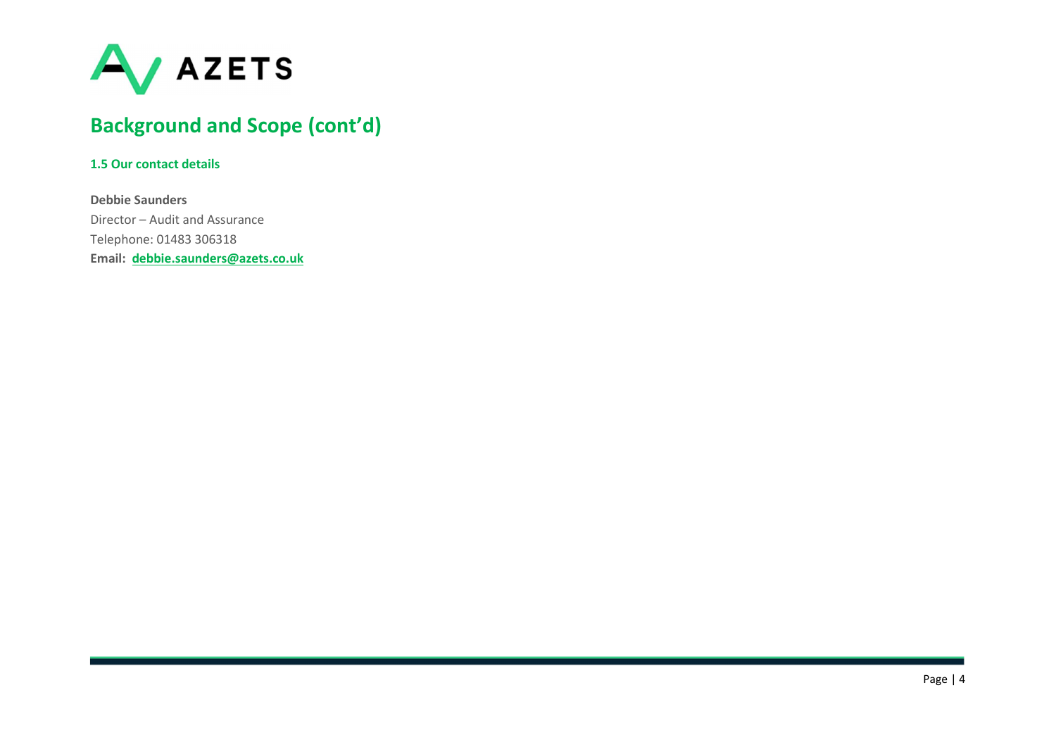## Background and Scope (cont'd)

### 1.5 Our contact details

**Debbie Saunders**
Director – Audit and Assurance
Telephone: 01483 306318
**Email:** **debbie.saunders@azets.co.uk**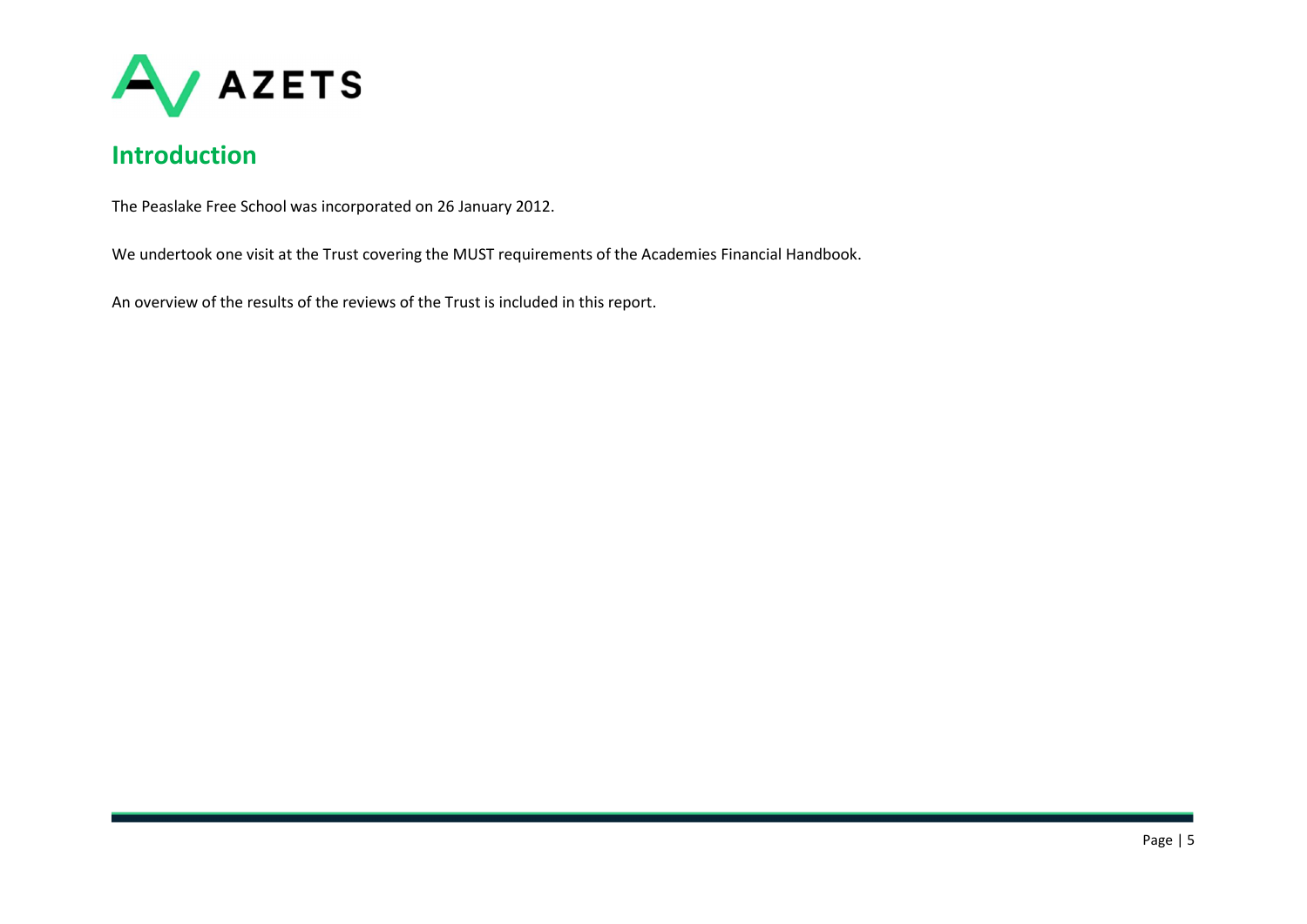## Introduction

The Peaslake Free School was incorporated on 26 January 2012.

We undertook one visit at the Trust covering the MUST requirements of the Academies Financial Handbook.

An overview of the results of the reviews of the Trust is included in this report.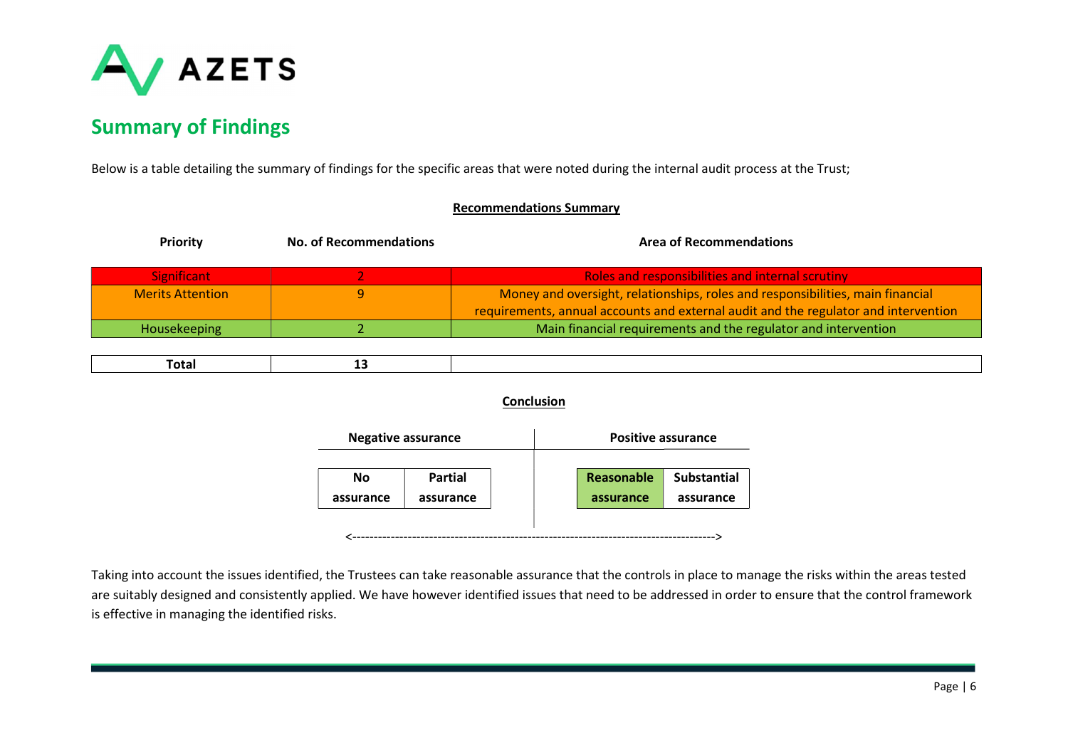## Summary of Findings

Below is a table detailing the summary of findings for the specific areas that were noted during the internal audit process at the Trust;

**Recommendations Summary**

| Priority | No. of Recommendations | Area of Recommendations |
|---|---|---|
| Significant | 2 | Roles and responsibilities and internal scrutiny |
| Merits Attention | 9 | Money and oversight, relationships, roles and responsibilities, main financial requirements, annual accounts and external audit and the regulator and intervention |
| Housekeeping | 2 | Main financial requirements and the regulator and intervention |
| **Total** | **13** | |

**Conclusion**

| Negative assurance | | Positive assurance | |
|---|---|---|---|
| **No assurance** | **Partial assurance** | **Reasonable assurance** | **Substantial assurance** |

<---------------------------------------------------------------------------------->

Taking into account the issues identified, the Trustees can take reasonable assurance that the controls in place to manage the risks within the areas tested are suitably designed and consistently applied. We have however identified issues that need to be addressed in order to ensure that the control framework is effective in managing the identified risks.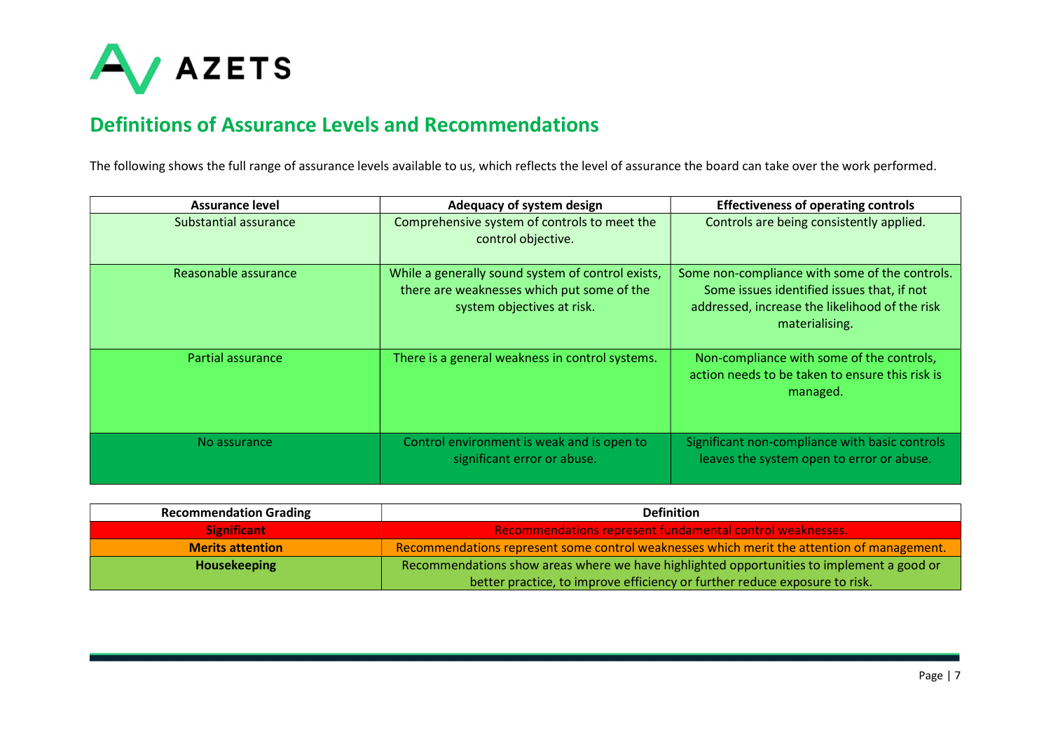## Definitions of Assurance Levels and Recommendations

The following shows the full range of assurance levels available to us, which reflects the level of assurance the board can take over the work performed.

| Assurance level | Adequacy of system design | Effectiveness of operating controls |
|---|---|---|
| Substantial assurance | Comprehensive system of controls to meet the control objective. | Controls are being consistently applied. |
| Reasonable assurance | While a generally sound system of control exists, there are weaknesses which put some of the system objectives at risk. | Some non-compliance with some of the controls. Some issues identified issues that, if not addressed, increase the likelihood of the risk materialising. |
| Partial assurance | There is a general weakness in control systems. | Non-compliance with some of the controls, action needs to be taken to ensure this risk is managed. |
| No assurance | Control environment is weak and is open to significant error or abuse. | Significant non-compliance with basic controls leaves the system open to error or abuse. |

| Recommendation Grading | Definition |
|---|---|
| **Significant** | Recommendations represent fundamental control weaknesses. |
| **Merits attention** | Recommendations represent some control weaknesses which merit the attention of management. |
| **Housekeeping** | Recommendations show areas where we have highlighted opportunities to implement a good or better practice, to improve efficiency or further reduce exposure to risk. |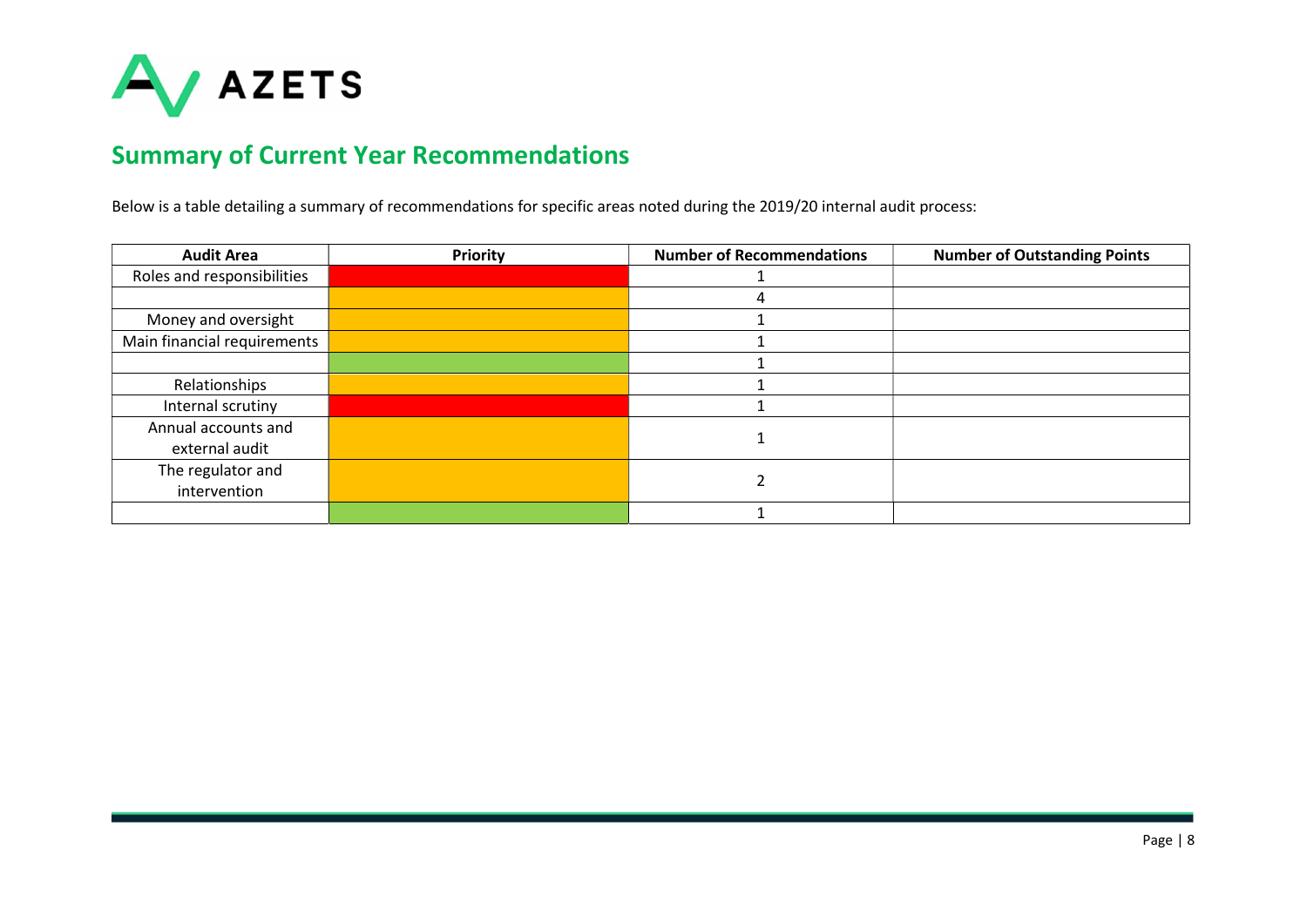## Summary of Current Year Recommendations

Below is a table detailing a summary of recommendations for specific areas noted during the 2019/20 internal audit process:

| Audit Area | Priority | Number of Recommendations | Number of Outstanding Points |
|---|---|---|---|
| Roles and responsibilities | Red | 1 | |
| | Amber | 4 | |
| Money and oversight | Amber | 1 | |
| Main financial requirements | Amber | 1 | |
| | Green | 1 | |
| Relationships | Amber | 1 | |
| Internal scrutiny | Red | 1 | |
| Annual accounts and external audit | Amber | 1 | |
| The regulator and intervention | Amber | 2 | |
| | Green | 1 | |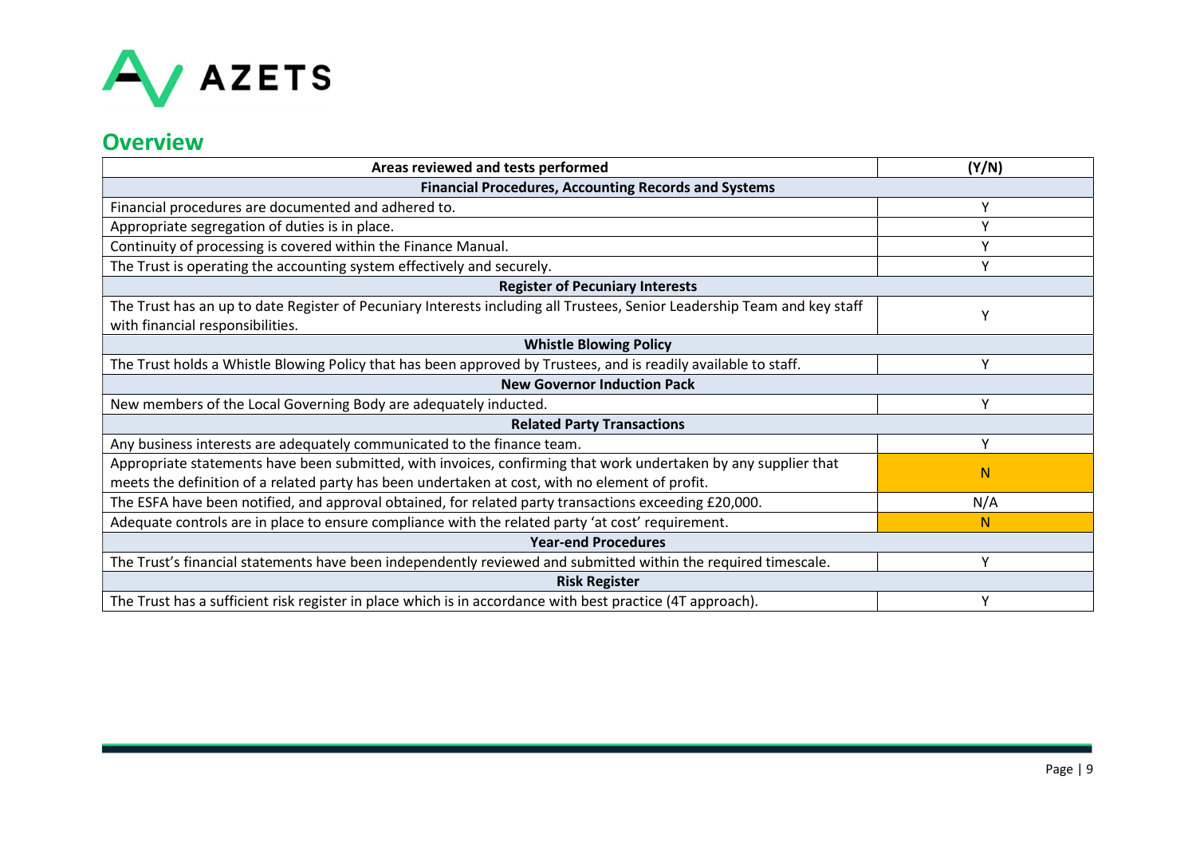## Overview

| Areas reviewed and tests performed | (Y/N) |
|---|---|
| **Financial Procedures, Accounting Records and Systems** | |
| Financial procedures are documented and adhered to. | Y |
| Appropriate segregation of duties is in place. | Y |
| Continuity of processing is covered within the Finance Manual. | Y |
| The Trust is operating the accounting system effectively and securely. | Y |
| **Register of Pecuniary Interests** | |
| The Trust has an up to date Register of Pecuniary Interests including all Trustees, Senior Leadership Team and key staff with financial responsibilities. | Y |
| **Whistle Blowing Policy** | |
| The Trust holds a Whistle Blowing Policy that has been approved by Trustees, and is readily available to staff. | Y |
| **New Governor Induction Pack** | |
| New members of the Local Governing Body are adequately inducted. | Y |
| **Related Party Transactions** | |
| Any business interests are adequately communicated to the finance team. | Y |
| Appropriate statements have been submitted, with invoices, confirming that work undertaken by any supplier that meets the definition of a related party has been undertaken at cost, with no element of profit. | N |
| The ESFA have been notified, and approval obtained, for related party transactions exceeding £20,000. | N/A |
| Adequate controls are in place to ensure compliance with the related party 'at cost' requirement. | N |
| **Year-end Procedures** | |
| The Trust's financial statements have been independently reviewed and submitted within the required timescale. | Y |
| **Risk Register** | |
| The Trust has a sufficient risk register in place which is in accordance with best practice (4T approach). | Y |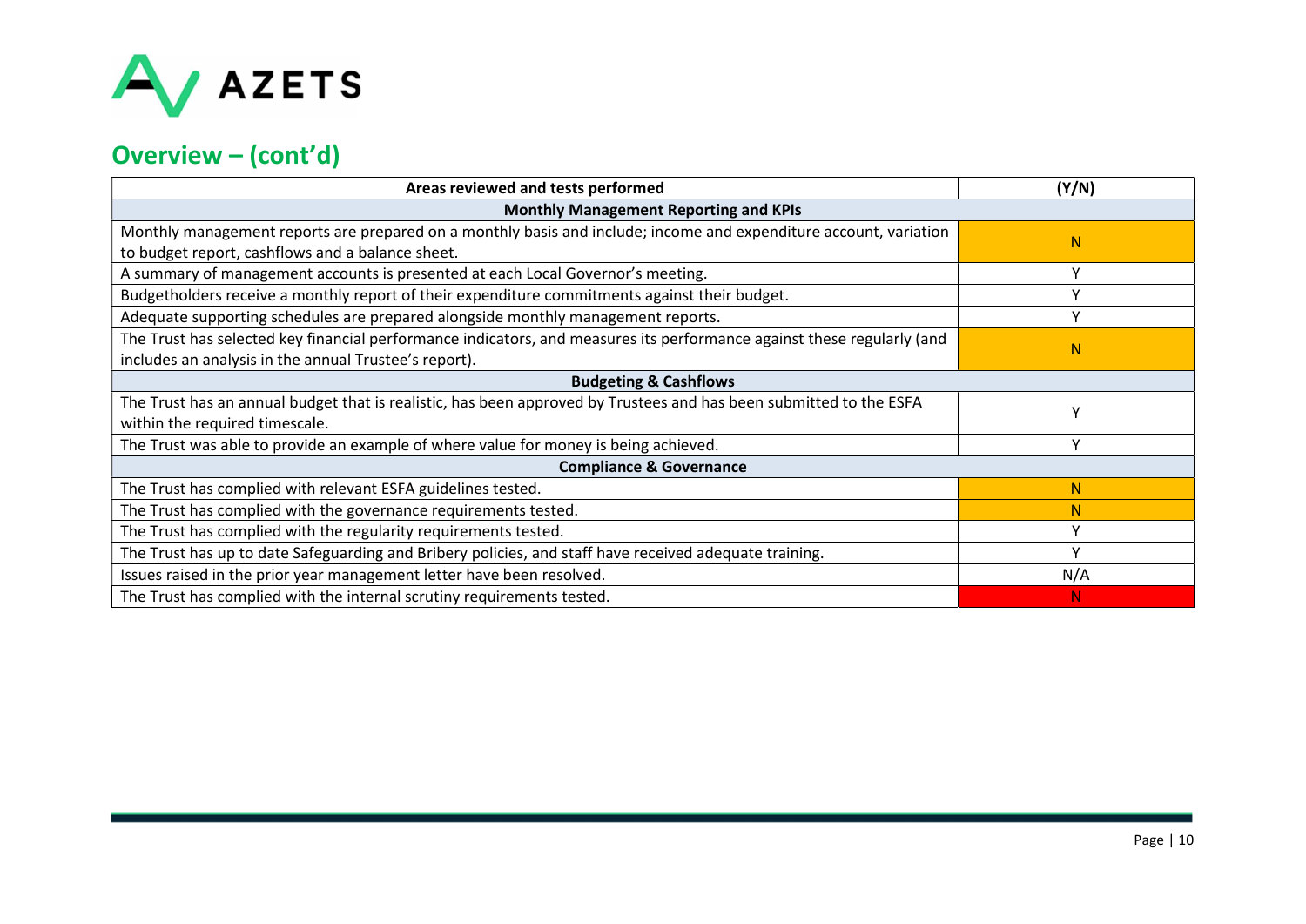## Overview – (cont'd)

| Areas reviewed and tests performed | (Y/N) |
|---|---|
| **Monthly Management Reporting and KPIs** | |
| Monthly management reports are prepared on a monthly basis and include; income and expenditure account, variation to budget report, cashflows and a balance sheet. | N |
| A summary of management accounts is presented at each Local Governor's meeting. | Y |
| Budgetholders receive a monthly report of their expenditure commitments against their budget. | Y |
| Adequate supporting schedules are prepared alongside monthly management reports. | Y |
| The Trust has selected key financial performance indicators, and measures its performance against these regularly (and includes an analysis in the annual Trustee's report). | N |
| **Budgeting & Cashflows** | |
| The Trust has an annual budget that is realistic, has been approved by Trustees and has been submitted to the ESFA within the required timescale. | Y |
| The Trust was able to provide an example of where value for money is being achieved. | Y |
| **Compliance & Governance** | |
| The Trust has complied with relevant ESFA guidelines tested. | N |
| The Trust has complied with the governance requirements tested. | N |
| The Trust has complied with the regularity requirements tested. | Y |
| The Trust has up to date Safeguarding and Bribery policies, and staff have received adequate training. | Y |
| Issues raised in the prior year management letter have been resolved. | N/A |
| The Trust has complied with the internal scrutiny requirements tested. | N |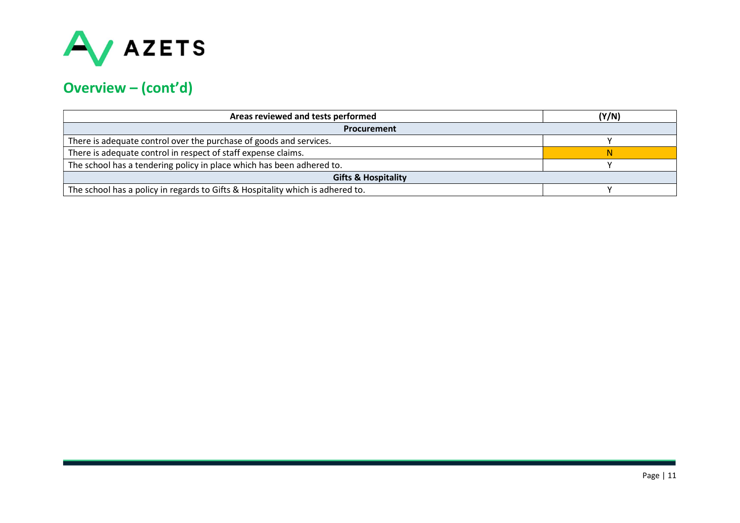## Overview – (cont'd)

| Areas reviewed and tests performed | (Y/N) |
|---|---|
| **Procurement** | |
| There is adequate control over the purchase of goods and services. | Y |
| There is adequate control in respect of staff expense claims. | N |
| The school has a tendering policy in place which has been adhered to. | Y |
| **Gifts & Hospitality** | |
| The school has a policy in regards to Gifts & Hospitality which is adhered to. | Y |